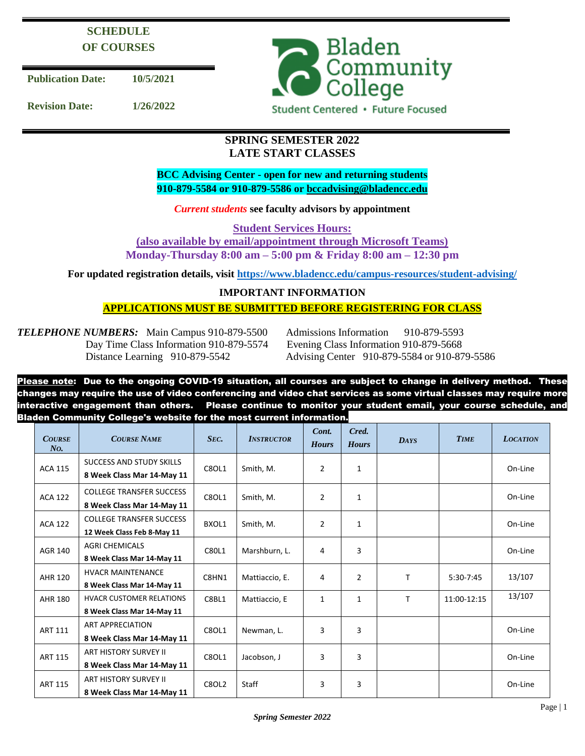**SCHEDULE OF COURSES**

**Publication Date:** 10/5/2021

**Revision Date:** 1/26/2022

Bladen Community College

Student Centered • Future Focused

## SPRING SEMESTER 2022
## LATE START CLASSES

**BCC Advising Center - open for new and returning students**
**910-879-5584 or 910-879-5586 or bccadvising@bladencc.edu**

***Current students*** **see faculty advisors by appointment**

**Student Services Hours:**
**(also available by email/appointment through Microsoft Teams)**
**Monday-Thursday 8:00 am – 5:00 pm & Friday 8:00 am – 12:30 pm**

**For updated registration details, visit https://www.bladencc.edu/campus-resources/student-advising/**

**IMPORTANT INFORMATION**

**APPLICATIONS MUST BE SUBMITTED BEFORE REGISTERING FOR CLASS**

***TELEPHONE NUMBERS:*** Main Campus 910-879-5500 | Admissions Information 910-879-5593
Day Time Class Information 910-879-5574 | Evening Class Information 910-879-5668
Distance Learning 910-879-5542 | Advising Center 910-879-5584 or 910-879-5586

**Please note: Due to the ongoing COVID-19 situation, all courses are subject to change in delivery method. These changes may require the use of video conferencing and video chat services as some virtual classes may require more interactive engagement than others. Please continue to monitor your student email, your course schedule, and Bladen Community College's website for the most current information.**

| *Course No.* | *Course Name* | *Sec.* | *Instructor* | *Cont. Hours* | *Cred. Hours* | *Days* | *Time* | *Location* |
|---|---|---|---|---|---|---|---|---|
| ACA 115 | SUCCESS AND STUDY SKILLS **8 Week Class Mar 14-May 11** | C8OL1 | Smith, M. | 2 | 1 | | | On-Line |
| ACA 122 | COLLEGE TRANSFER SUCCESS **8 Week Class Mar 14-May 11** | C8OL1 | Smith, M. | 2 | 1 | | | On-Line |
| ACA 122 | COLLEGE TRANSFER SUCCESS **12 Week Class Feb 8-May 11** | BXOL1 | Smith, M. | 2 | 1 | | | On-Line |
| AGR 140 | AGRI CHEMICALS **8 Week Class Mar 14-May 11** | C80L1 | Marshburn, L. | 4 | 3 | | | On-Line |
| AHR 120 | HVACR MAINTENANCE **8 Week Class Mar 14-May 11** | C8HN1 | Mattiaccio, E. | 4 | 2 | T | 5:30-7:45 | 13/107 |
| AHR 180 | HVACR CUSTOMER RELATIONS **8 Week Class Mar 14-May 11** | C8BL1 | Mattiaccio, E | 1 | 1 | T | 11:00-12:15 | 13/107 |
| ART 111 | ART APPRECIATION **8 Week Class Mar 14-May 11** | C8OL1 | Newman, L. | 3 | 3 | | | On-Line |
| ART 115 | ART HISTORY SURVEY II **8 Week Class Mar 14-May 11** | C8OL1 | Jacobson, J | 3 | 3 | | | On-Line |
| ART 115 | ART HISTORY SURVEY II **8 Week Class Mar 14-May 11** | C8OL2 | Staff | 3 | 3 | | | On-Line |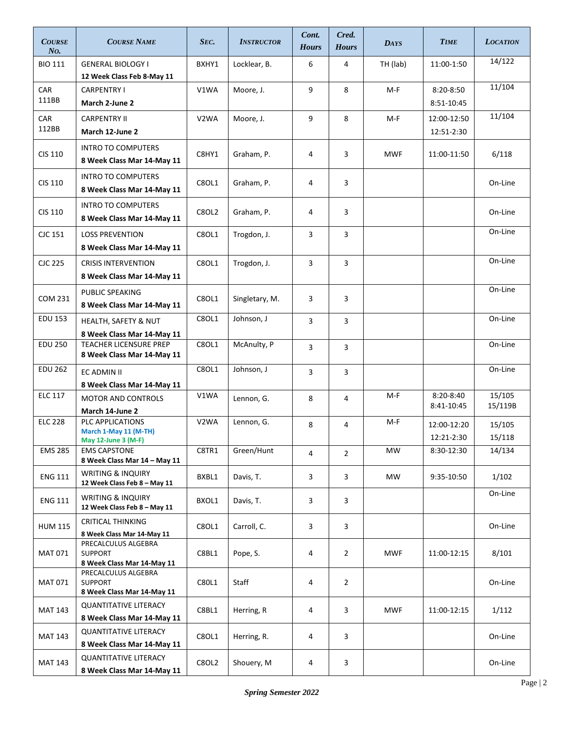| Course No. | Course Name | Sec. | Instructor | Cont. Hours | Cred. Hours | Days | Time | Location |
|---|---|---|---|---|---|---|---|---|
| BIO 111 | GENERAL BIOLOGY I **12 Week Class Feb 8-May 11** | BXHY1 | Locklear, B. | 6 | 4 | TH (lab) | 11:00-1:50 | 14/122 |
| CAR 111BB | CARPENTRY I **March 2-June 2** | V1WA | Moore, J. | 9 | 8 | M-F | 8:20-8:50 8:51-10:45 | 11/104 |
| CAR 112BB | CARPENTRY II **March 12-June 2** | V2WA | Moore, J. | 9 | 8 | M-F | 12:00-12:50 12:51-2:30 | 11/104 |
| CIS 110 | INTRO TO COMPUTERS **8 Week Class Mar 14-May 11** | C8HY1 | Graham, P. | 4 | 3 | MWF | 11:00-11:50 | 6/118 |
| CIS 110 | INTRO TO COMPUTERS **8 Week Class Mar 14-May 11** | C8OL1 | Graham, P. | 4 | 3 | | | On-Line |
| CIS 110 | INTRO TO COMPUTERS **8 Week Class Mar 14-May 11** | C8OL2 | Graham, P. | 4 | 3 | | | On-Line |
| CJC 151 | LOSS PREVENTION **8 Week Class Mar 14-May 11** | C8OL1 | Trogdon, J. | 3 | 3 | | | On-Line |
| CJC 225 | CRISIS INTERVENTION **8 Week Class Mar 14-May 11** | C8OL1 | Trogdon, J. | 3 | 3 | | | On-Line |
| COM 231 | PUBLIC SPEAKING **8 Week Class Mar 14-May 11** | C8OL1 | Singletary, M. | 3 | 3 | | | On-Line |
| EDU 153 | HEALTH, SAFETY & NUT **8 Week Class Mar 14-May 11** | C8OL1 | Johnson, J | 3 | 3 | | | On-Line |
| EDU 250 | TEACHER LICENSURE PREP **8 Week Class Mar 14-May 11** | C8OL1 | McAnulty, P | 3 | 3 | | | On-Line |
| EDU 262 | EC ADMIN II **8 Week Class Mar 14-May 11** | C8OL1 | Johnson, J | 3 | 3 | | | On-Line |
| ELC 117 | MOTOR AND CONTROLS **March 14-June 2** | V1WA | Lennon, G. | 8 | 4 | M-F | 8:20-8:40 8:41-10:45 | 15/105 15/119B |
| ELC 228 | PLC APPLICATIONS **March 1-May 11 (M-TH)** **May 12-June 3 (M-F)** | V2WA | Lennon, G. | 8 | 4 | M-F | 12:00-12:20 12:21-2:30 | 15/105 15/118 |
| EMS 285 | EMS CAPSTONE **8 Week Class Mar 14 – May 11** | C8TR1 | Green/Hunt | 4 | 2 | MW | 8:30-12:30 | 14/134 |
| ENG 111 | WRITING & INQUIRY **12 Week Class Feb 8 – May 11** | BXBL1 | Davis, T. | 3 | 3 | MW | 9:35-10:50 | 1/102 |
| ENG 111 | WRITING & INQUIRY **12 Week Class Feb 8 – May 11** | BXOL1 | Davis, T. | 3 | 3 | | | On-Line |
| HUM 115 | CRITICAL THINKING **8 Week Class Mar 14-May 11** | C8OL1 | Carroll, C. | 3 | 3 | | | On-Line |
| MAT 071 | PRECALCULUS ALGEBRA SUPPORT **8 Week Class Mar 14-May 11** | C8BL1 | Pope, S. | 4 | 2 | MWF | 11:00-12:15 | 8/101 |
| MAT 071 | PRECALCULUS ALGEBRA SUPPORT **8 Week Class Mar 14-May 11** | C8OL1 | Staff | 4 | 2 | | | On-Line |
| MAT 143 | QUANTITATIVE LITERACY **8 Week Class Mar 14-May 11** | C8BL1 | Herring, R | 4 | 3 | MWF | 11:00-12:15 | 1/112 |
| MAT 143 | QUANTITATIVE LITERACY **8 Week Class Mar 14-May 11** | C8OL1 | Herring, R. | 4 | 3 | | | On-Line |
| MAT 143 | QUANTITATIVE LITERACY **8 Week Class Mar 14-May 11** | C8OL2 | Shouery, M | 4 | 3 | | | On-Line |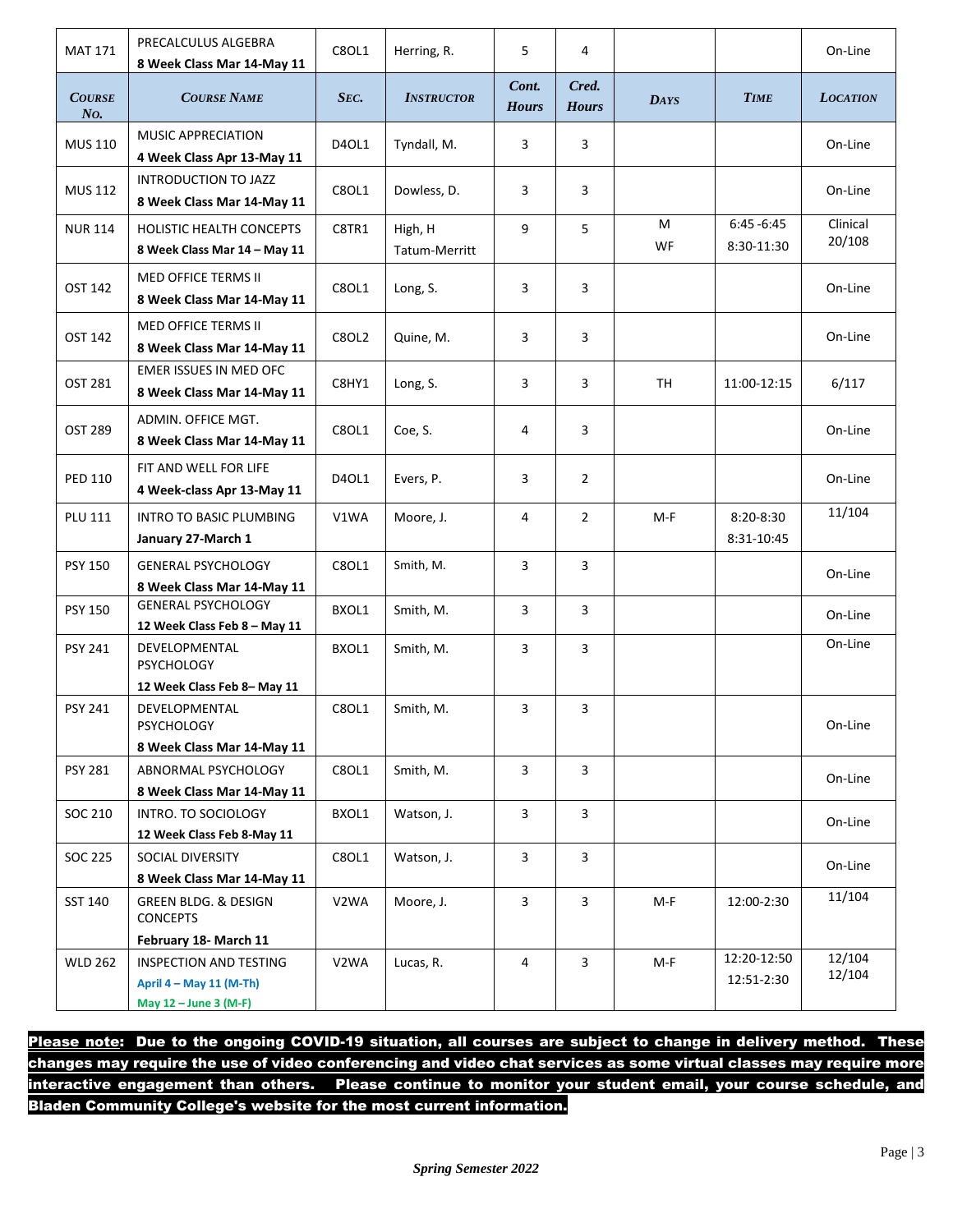| Course No. | Course Name | Sec. | Instructor | Cont. Hours | Cred. Hours | Days | Time | Location |
|---|---|---|---|---|---|---|---|---|
| MAT 171 | PRECALCULUS ALGEBRA **8 Week Class Mar 14-May 11** | C8OL1 | Herring, R. | 5 | 4 | | | On-Line |
| MUS 110 | MUSIC APPRECIATION **4 Week Class Apr 13-May 11** | D4OL1 | Tyndall, M. | 3 | 3 | | | On-Line |
| MUS 112 | INTRODUCTION TO JAZZ **8 Week Class Mar 14-May 11** | C8OL1 | Dowless, D. | 3 | 3 | | | On-Line |
| NUR 114 | HOLISTIC HEALTH CONCEPTS **8 Week Class Mar 14 – May 11** | C8TR1 | High, H Tatum-Merritt | 9 | 5 | M WF | 6:45 -6:45 8:30-11:30 | Clinical 20/108 |
| OST 142 | MED OFFICE TERMS II **8 Week Class Mar 14-May 11** | C8OL1 | Long, S. | 3 | 3 | | | On-Line |
| OST 142 | MED OFFICE TERMS II **8 Week Class Mar 14-May 11** | C8OL2 | Quine, M. | 3 | 3 | | | On-Line |
| OST 281 | EMER ISSUES IN MED OFC **8 Week Class Mar 14-May 11** | C8HY1 | Long, S. | 3 | 3 | TH | 11:00-12:15 | 6/117 |
| OST 289 | ADMIN. OFFICE MGT. **8 Week Class Mar 14-May 11** | C8OL1 | Coe, S. | 4 | 3 | | | On-Line |
| PED 110 | FIT AND WELL FOR LIFE **4 Week-class Apr 13-May 11** | D4OL1 | Evers, P. | 3 | 2 | | | On-Line |
| PLU 111 | INTRO TO BASIC PLUMBING **January 27-March 1** | V1WA | Moore, J. | 4 | 2 | M-F | 8:20-8:30 8:31-10:45 | 11/104 |
| PSY 150 | GENERAL PSYCHOLOGY **8 Week Class Mar 14-May 11** | C8OL1 | Smith, M. | 3 | 3 | | | On-Line |
| PSY 150 | GENERAL PSYCHOLOGY **12 Week Class Feb 8 – May 11** | BXOL1 | Smith, M. | 3 | 3 | | | On-Line |
| PSY 241 | DEVELOPMENTAL PSYCHOLOGY **12 Week Class Feb 8– May 11** | BXOL1 | Smith, M. | 3 | 3 | | | On-Line |
| PSY 241 | DEVELOPMENTAL PSYCHOLOGY **8 Week Class Mar 14-May 11** | C8OL1 | Smith, M. | 3 | 3 | | | On-Line |
| PSY 281 | ABNORMAL PSYCHOLOGY **8 Week Class Mar 14-May 11** | C8OL1 | Smith, M. | 3 | 3 | | | On-Line |
| SOC 210 | INTRO. TO SOCIOLOGY **12 Week Class Feb 8-May 11** | BXOL1 | Watson, J. | 3 | 3 | | | On-Line |
| SOC 225 | SOCIAL DIVERSITY **8 Week Class Mar 14-May 11** | C8OL1 | Watson, J. | 3 | 3 | | | On-Line |
| SST 140 | GREEN BLDG. & DESIGN CONCEPTS **February 18- March 11** | V2WA | Moore, J. | 3 | 3 | M-F | 12:00-2:30 | 11/104 |
| WLD 262 | INSPECTION AND TESTING **April 4 – May 11 (M-Th)** **May 12 – June 3 (M-F)** | V2WA | Lucas, R. | 4 | 3 | M-F | 12:20-12:50 12:51-2:30 | 12/104 12/104 |

**Please note: Due to the ongoing COVID-19 situation, all courses are subject to change in delivery method. These changes may require the use of video conferencing and video chat services as some virtual classes may require more interactive engagement than others. Please continue to monitor your student email, your course schedule, and Bladen Community College's website for the most current information.**

*Spring Semester 2022*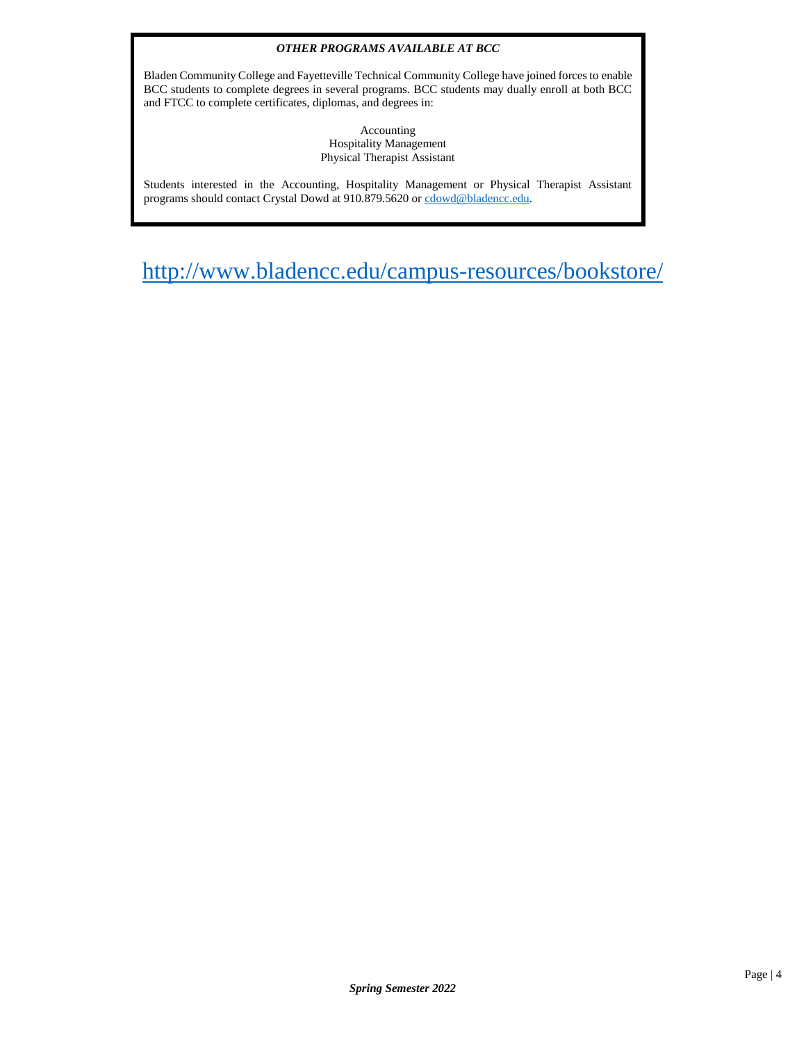***OTHER PROGRAMS AVAILABLE AT BCC***

Bladen Community College and Fayetteville Technical Community College have joined forces to enable BCC students to complete degrees in several programs. BCC students may dually enroll at both BCC and FTCC to complete certificates, diplomas, and degrees in:

Accounting
Hospitality Management
Physical Therapist Assistant

Students interested in the Accounting, Hospitality Management or Physical Therapist Assistant programs should contact Crystal Dowd at 910.879.5620 or [cdowd@bladencc.edu](mailto:cdowd@bladencc.edu).

[http://www.bladencc.edu/campus-resources/bookstore/](http://www.bladencc.edu/campus-resources/bookstore/)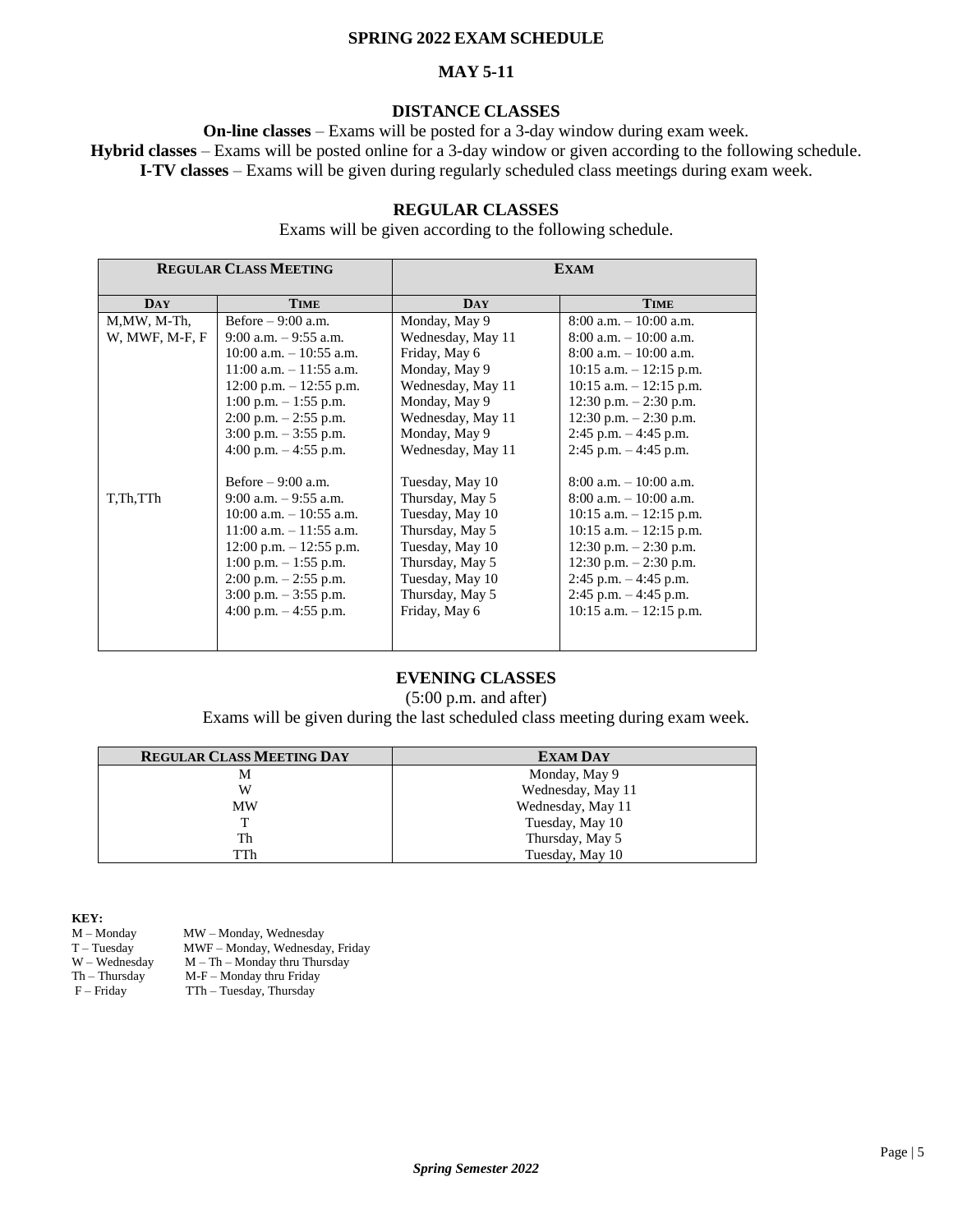# SPRING 2022 EXAM SCHEDULE

## MAY 5-11

### DISTANCE CLASSES

**On-line classes** – Exams will be posted for a 3-day window during exam week.
**Hybrid classes** – Exams will be posted online for a 3-day window or given according to the following schedule.
**I-TV classes** – Exams will be given during regularly scheduled class meetings during exam week.

### REGULAR CLASSES

Exams will be given according to the following schedule.

| REGULAR CLASS MEETING | | EXAM | |
|---|---|---|---|
| **DAY** | **TIME** | **DAY** | **TIME** |
| M,MW, M-Th, W, MWF, M-F, F | Before – 9:00 a.m. | Monday, May 9 | 8:00 a.m. – 10:00 a.m. |
| | 9:00 a.m. – 9:55 a.m. | Wednesday, May 11 | 8:00 a.m. – 10:00 a.m. |
| | 10:00 a.m. – 10:55 a.m. | Friday, May 6 | 8:00 a.m. – 10:00 a.m. |
| | 11:00 a.m. – 11:55 a.m. | Monday, May 9 | 10:15 a.m. – 12:15 p.m. |
| | 12:00 p.m. – 12:55 p.m. | Wednesday, May 11 | 10:15 a.m. – 12:15 p.m. |
| | 1:00 p.m. – 1:55 p.m. | Monday, May 9 | 12:30 p.m. – 2:30 p.m. |
| | 2:00 p.m. – 2:55 p.m. | Wednesday, May 11 | 12:30 p.m. – 2:30 p.m. |
| | 3:00 p.m. – 3:55 p.m. | Monday, May 9 | 2:45 p.m. – 4:45 p.m. |
| | 4:00 p.m. – 4:55 p.m. | Wednesday, May 11 | 2:45 p.m. – 4:45 p.m. |
| T,Th,TTh | Before – 9:00 a.m. | Tuesday, May 10 | 8:00 a.m. – 10:00 a.m. |
| | 9:00 a.m. – 9:55 a.m. | Thursday, May 5 | 8:00 a.m. – 10:00 a.m. |
| | 10:00 a.m. – 10:55 a.m. | Tuesday, May 10 | 10:15 a.m. – 12:15 p.m. |
| | 11:00 a.m. – 11:55 a.m. | Thursday, May 5 | 10:15 a.m. – 12:15 p.m. |
| | 12:00 p.m. – 12:55 p.m. | Tuesday, May 10 | 12:30 p.m. – 2:30 p.m. |
| | 1:00 p.m. – 1:55 p.m. | Thursday, May 5 | 12:30 p.m. – 2:30 p.m. |
| | 2:00 p.m. – 2:55 p.m. | Tuesday, May 10 | 2:45 p.m. – 4:45 p.m. |
| | 3:00 p.m. – 3:55 p.m. | Thursday, May 5 | 2:45 p.m. – 4:45 p.m. |
| | 4:00 p.m. – 4:55 p.m. | Friday, May 6 | 10:15 a.m. – 12:15 p.m. |

### EVENING CLASSES

(5:00 p.m. and after)

Exams will be given during the last scheduled class meeting during exam week.

| REGULAR CLASS MEETING DAY | EXAM DAY |
|---|---|
| M | Monday, May 9 |
| W | Wednesday, May 11 |
| MW | Wednesday, May 11 |
| T | Tuesday, May 10 |
| Th | Thursday, May 5 |
| TTh | Tuesday, May 10 |

**KEY:**

M – Monday
T – Tuesday
W – Wednesday
Th – Thursday
F – Friday
MW – Monday, Wednesday
MWF – Monday, Wednesday, Friday
M – Th – Monday thru Thursday
M-F – Monday thru Friday
TTh – Tuesday, Thursday